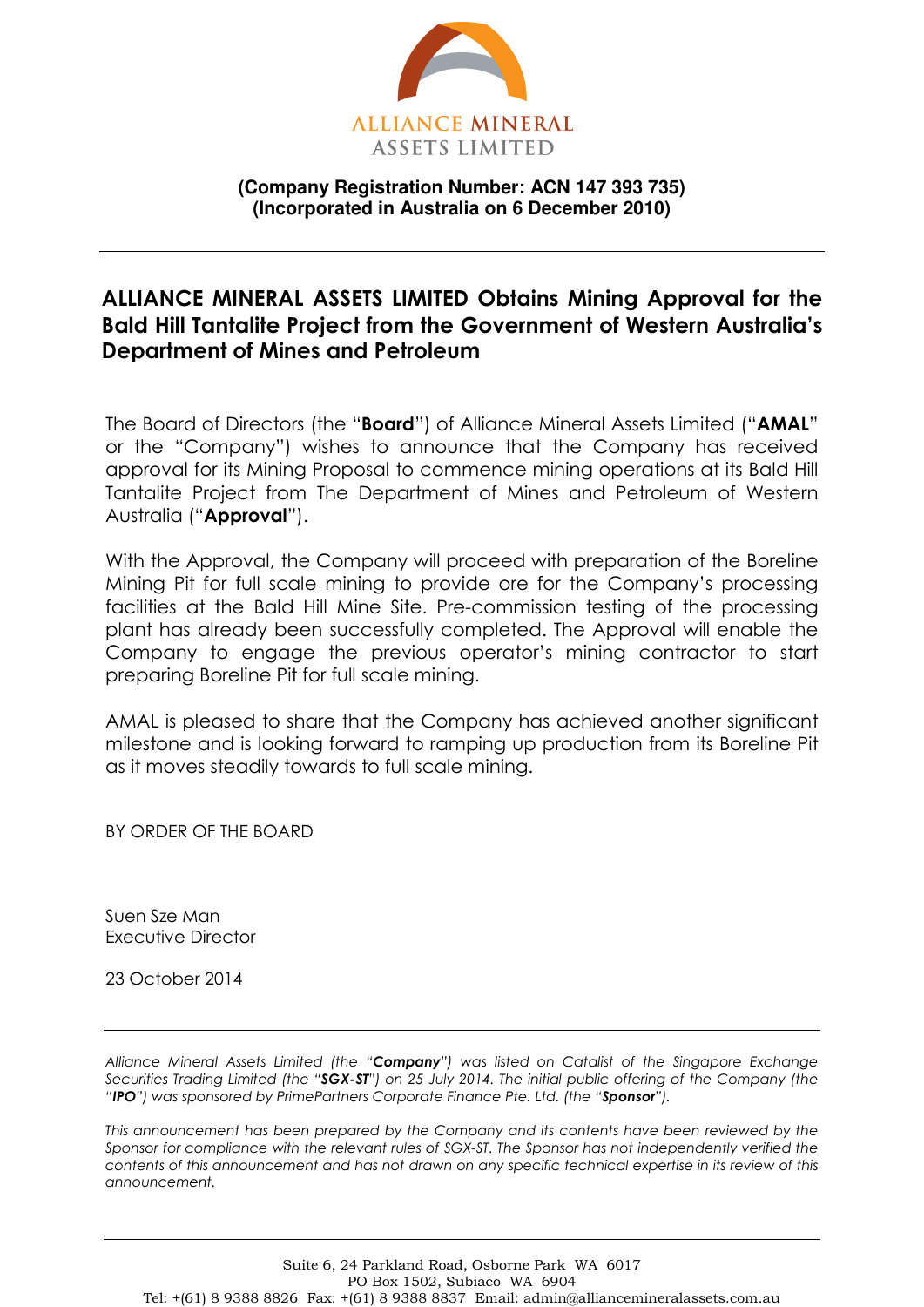ALLIANCE MINERAL ASSETS LIMITED

**(Company Registration Number: ACN 147 393 735)**
**(Incorporated in Australia on 6 December 2010)**

---

## ALLIANCE MINERAL ASSETS LIMITED Obtains Mining Approval for the Bald Hill Tantalite Project from the Government of Western Australia's Department of Mines and Petroleum

The Board of Directors (the "**Board**") of Alliance Mineral Assets Limited ("**AMAL**" or the "Company") wishes to announce that the Company has received approval for its Mining Proposal to commence mining operations at its Bald Hill Tantalite Project from The Department of Mines and Petroleum of Western Australia ("**Approval**").

With the Approval, the Company will proceed with preparation of the Boreline Mining Pit for full scale mining to provide ore for the Company's processing facilities at the Bald Hill Mine Site. Pre-commission testing of the processing plant has already been successfully completed. The Approval will enable the Company to engage the previous operator's mining contractor to start preparing Boreline Pit for full scale mining.

AMAL is pleased to share that the Company has achieved another significant milestone and is looking forward to ramping up production from its Boreline Pit as it moves steadily towards to full scale mining.

BY ORDER OF THE BOARD

Suen Sze Man
Executive Director

23 October 2014

---

*Alliance Mineral Assets Limited (the "**Company**") was listed on Catalist of the Singapore Exchange Securities Trading Limited (the "**SGX-ST**") on 25 July 2014. The initial public offering of the Company (the "**IPO**") was sponsored by PrimePartners Corporate Finance Pte. Ltd. (the "**Sponsor**").*

*This announcement has been prepared by the Company and its contents have been reviewed by the Sponsor for compliance with the relevant rules of SGX-ST. The Sponsor has not independently verified the contents of this announcement and has not drawn on any specific technical expertise in its review of this announcement.*

---

Suite 6, 24 Parkland Road, Osborne Park WA 6017
PO Box 1502, Subiaco WA 6904
Tel: +(61) 8 9388 8826 Fax: +(61) 8 9388 8837 Email: admin@alliancemineralassets.com.au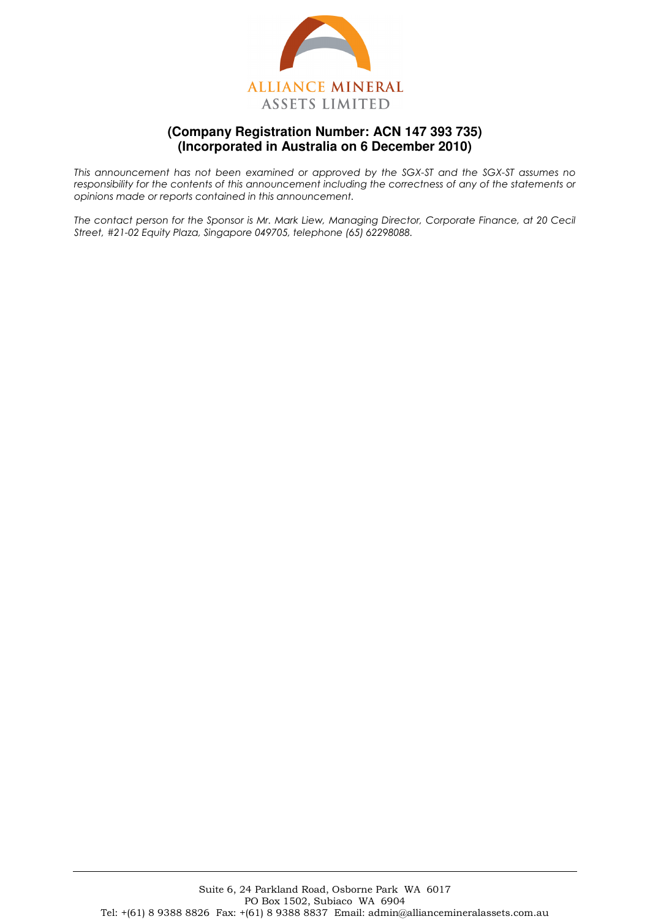ALLIANCE MINERAL
ASSETS LIMITED

**(Company Registration Number: ACN 147 393 735)**
**(Incorporated in Australia on 6 December 2010)**

*This announcement has not been examined or approved by the SGX-ST and the SGX-ST assumes no responsibility for the contents of this announcement including the correctness of any of the statements or opinions made or reports contained in this announcement.*

*The contact person for the Sponsor is Mr. Mark Liew, Managing Director, Corporate Finance, at 20 Cecil Street, #21-02 Equity Plaza, Singapore 049705, telephone (65) 62298088.*

Suite 6, 24 Parkland Road, Osborne Park WA 6017
PO Box 1502, Subiaco WA 6904
Tel: +(61) 8 9388 8826 Fax: +(61) 8 9388 8837 Email: admin@alliancemineralassets.com.au